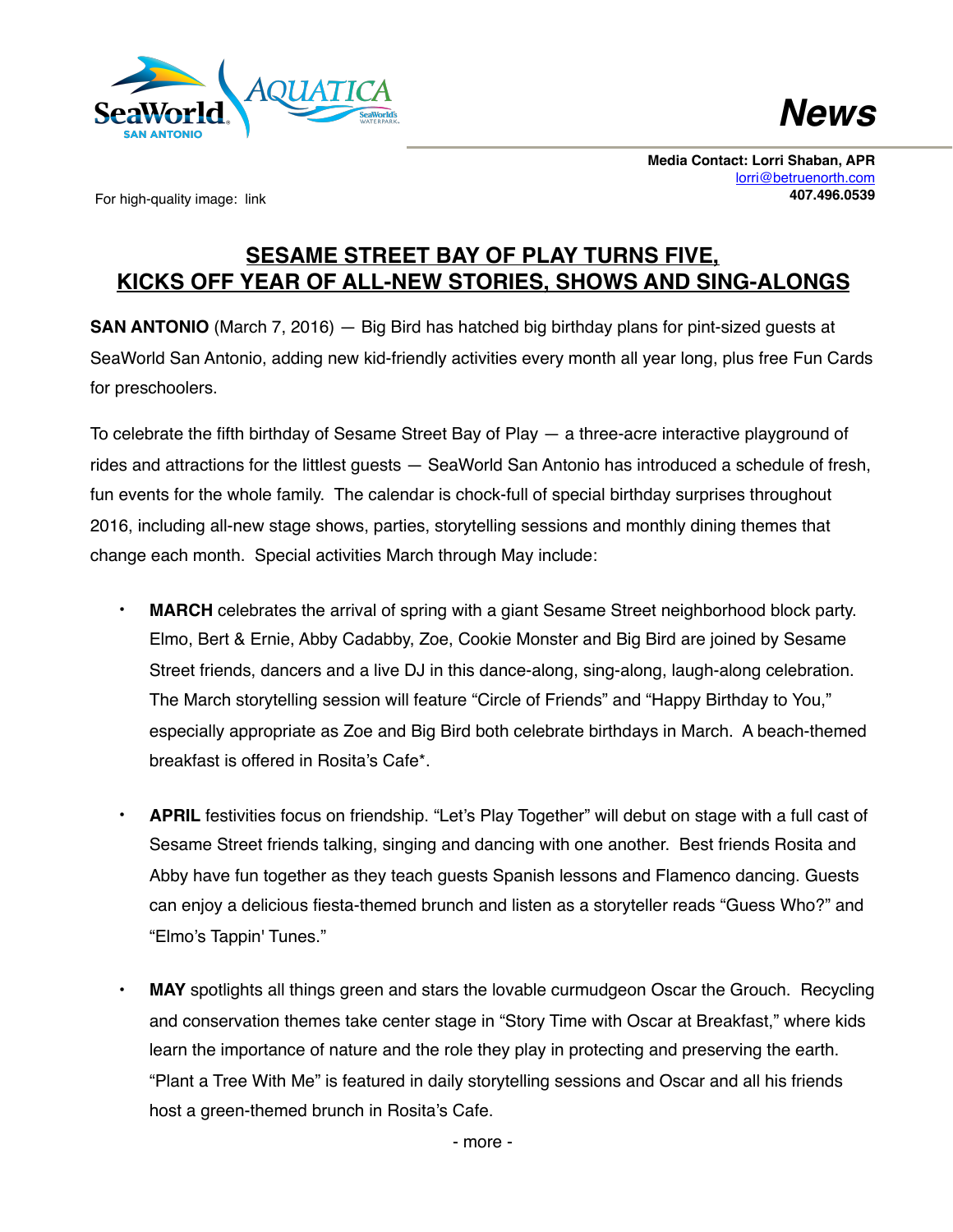# News

**Media Contact: Lorri Shaban, APR**
lorri@betruenorth.com
**407.496.0539**

For high-quality image: link

## SESAME STREET BAY OF PLAY TURNS FIVE, KICKS OFF YEAR OF ALL-NEW STORIES, SHOWS AND SING-ALONGS

**SAN ANTONIO** (March 7, 2016) — Big Bird has hatched big birthday plans for pint-sized guests at SeaWorld San Antonio, adding new kid-friendly activities every month all year long, plus free Fun Cards for preschoolers.

To celebrate the fifth birthday of Sesame Street Bay of Play — a three-acre interactive playground of rides and attractions for the littlest guests — SeaWorld San Antonio has introduced a schedule of fresh, fun events for the whole family. The calendar is chock-full of special birthday surprises throughout 2016, including all-new stage shows, parties, storytelling sessions and monthly dining themes that change each month. Special activities March through May include:

- **MARCH** celebrates the arrival of spring with a giant Sesame Street neighborhood block party. Elmo, Bert & Ernie, Abby Cadabby, Zoe, Cookie Monster and Big Bird are joined by Sesame Street friends, dancers and a live DJ in this dance-along, sing-along, laugh-along celebration. The March storytelling session will feature "Circle of Friends" and "Happy Birthday to You," especially appropriate as Zoe and Big Bird both celebrate birthdays in March. A beach-themed breakfast is offered in Rosita's Cafe*.

- **APRIL** festivities focus on friendship. "Let's Play Together" will debut on stage with a full cast of Sesame Street friends talking, singing and dancing with one another. Best friends Rosita and Abby have fun together as they teach guests Spanish lessons and Flamenco dancing. Guests can enjoy a delicious fiesta-themed brunch and listen as a storyteller reads "Guess Who?" and "Elmo's Tappin' Tunes."

- **MAY** spotlights all things green and stars the lovable curmudgeon Oscar the Grouch. Recycling and conservation themes take center stage in "Story Time with Oscar at Breakfast," where kids learn the importance of nature and the role they play in protecting and preserving the earth. "Plant a Tree With Me" is featured in daily storytelling sessions and Oscar and all his friends host a green-themed brunch in Rosita's Cafe.

- more -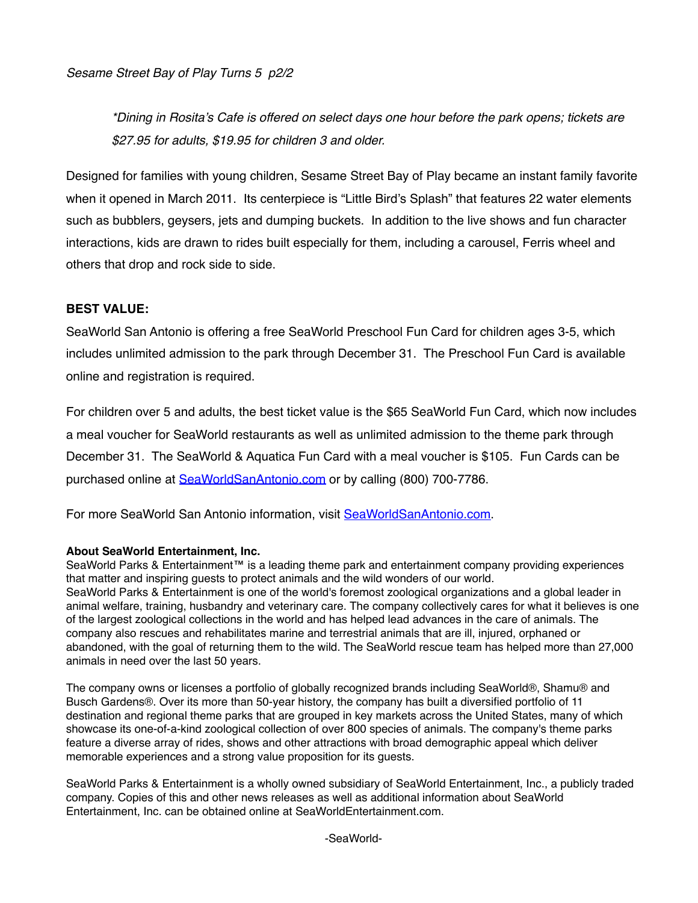*\*Dining in Rosita's Cafe is offered on select days one hour before the park opens; tickets are $27.95 for adults, $19.95 for children 3 and older.*

Designed for families with young children, Sesame Street Bay of Play became an instant family favorite when it opened in March 2011. Its centerpiece is "Little Bird's Splash" that features 22 water elements such as bubblers, geysers, jets and dumping buckets. In addition to the live shows and fun character interactions, kids are drawn to rides built especially for them, including a carousel, Ferris wheel and others that drop and rock side to side.

**BEST VALUE:**

SeaWorld San Antonio is offering a free SeaWorld Preschool Fun Card for children ages 3-5, which includes unlimited admission to the park through December 31. The Preschool Fun Card is available online and registration is required.

For children over 5 and adults, the best ticket value is the $65 SeaWorld Fun Card, which now includes a meal voucher for SeaWorld restaurants as well as unlimited admission to the theme park through December 31. The SeaWorld & Aquatica Fun Card with a meal voucher is $105. Fun Cards can be purchased online at [SeaWorldSanAntonio.com](SeaWorldSanAntonio.com) or by calling (800) 700-7786.

For more SeaWorld San Antonio information, visit [SeaWorldSanAntonio.com](SeaWorldSanAntonio.com).

**About SeaWorld Entertainment, Inc.**

SeaWorld Parks & Entertainment™ is a leading theme park and entertainment company providing experiences that matter and inspiring guests to protect animals and the wild wonders of our world.
SeaWorld Parks & Entertainment is one of the world's foremost zoological organizations and a global leader in animal welfare, training, husbandry and veterinary care. The company collectively cares for what it believes is one of the largest zoological collections in the world and has helped lead advances in the care of animals. The company also rescues and rehabilitates marine and terrestrial animals that are ill, injured, orphaned or abandoned, with the goal of returning them to the wild. The SeaWorld rescue team has helped more than 27,000 animals in need over the last 50 years.

The company owns or licenses a portfolio of globally recognized brands including SeaWorld®, Shamu® and Busch Gardens®. Over its more than 50-year history, the company has built a diversified portfolio of 11 destination and regional theme parks that are grouped in key markets across the United States, many of which showcase its one-of-a-kind zoological collection of over 800 species of animals. The company's theme parks feature a diverse array of rides, shows and other attractions with broad demographic appeal which deliver memorable experiences and a strong value proposition for its guests.

SeaWorld Parks & Entertainment is a wholly owned subsidiary of SeaWorld Entertainment, Inc., a publicly traded company. Copies of this and other news releases as well as additional information about SeaWorld Entertainment, Inc. can be obtained online at SeaWorldEntertainment.com.

-SeaWorld-